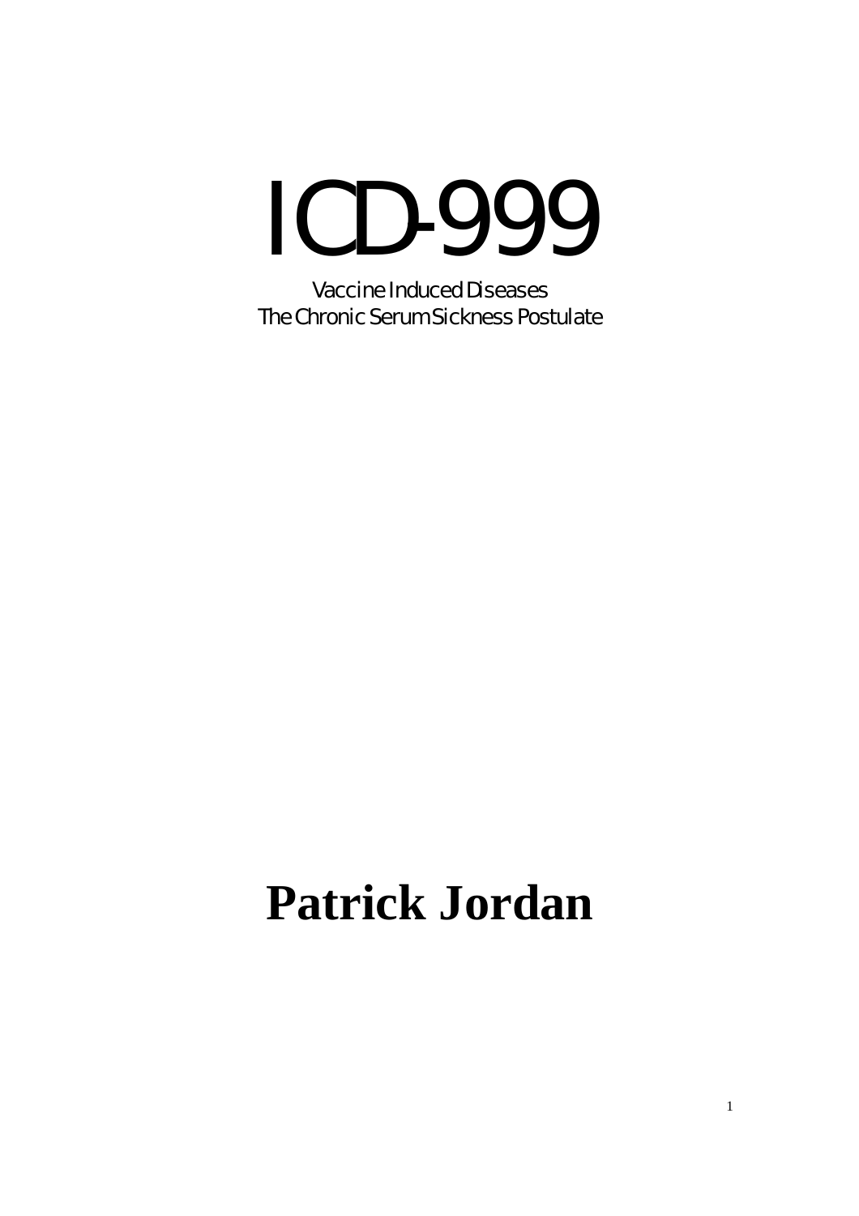# ICD-999

Vaccine Induced Diseases
The Chronic Serum Sickness Postulate

**Patrick Jordan**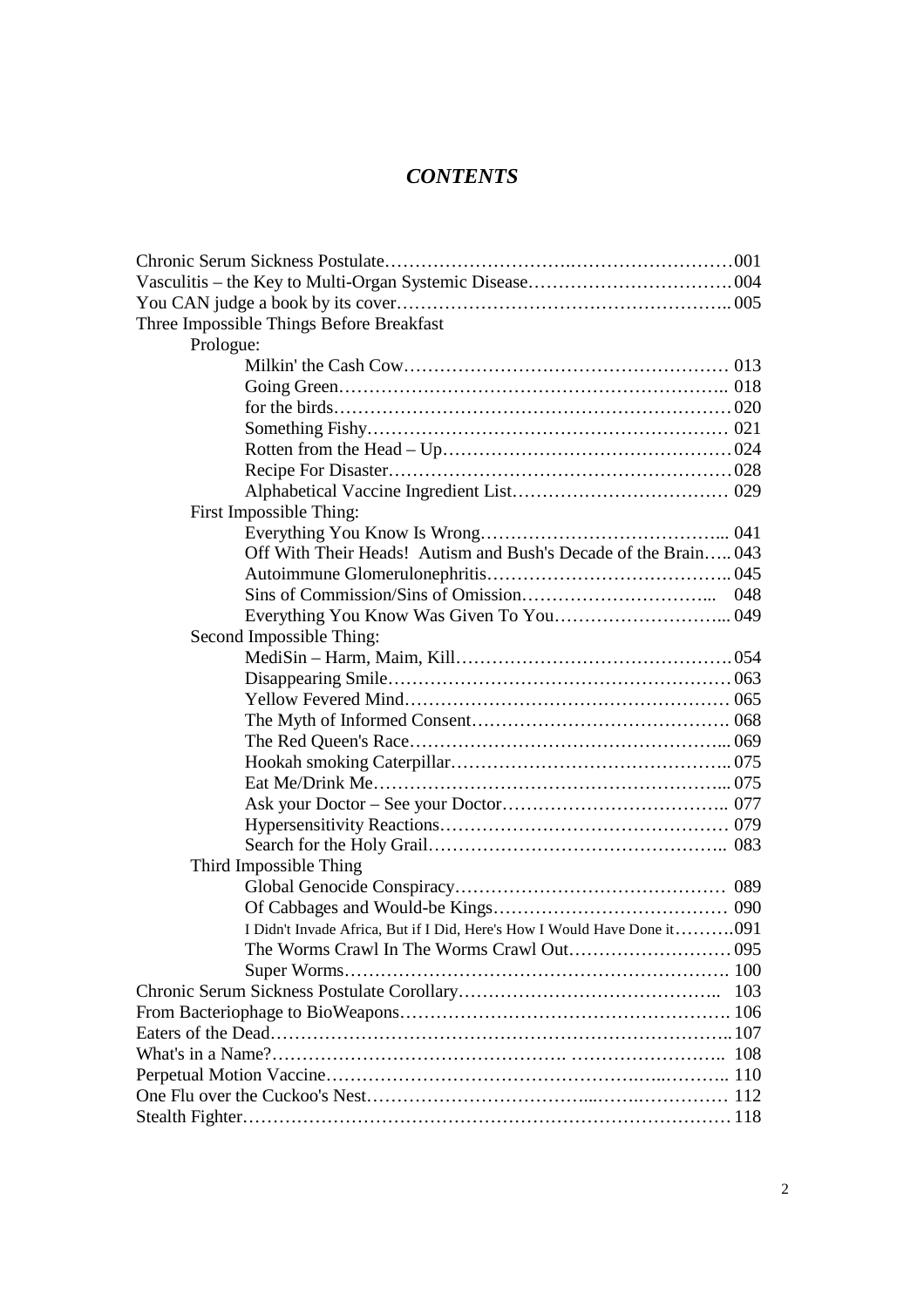# *CONTENTS*

Chronic Serum Sickness Postulate ... 001
Vasculitis – the Key to Multi-Organ Systemic Disease ... 004
You CAN judge a book by its cover ... 005
Three Impossible Things Before Breakfast
- Prologue:
  - Milkin' the Cash Cow ... 013
  - Going Green ... 018
  - for the birds ... 020
  - Something Fishy ... 021
  - Rotten from the Head – Up ... 024
  - Recipe For Disaster ... 028
  - Alphabetical Vaccine Ingredient List ... 029
- First Impossible Thing:
  - Everything You Know Is Wrong ... 041
  - Off With Their Heads! Autism and Bush's Decade of the Brain ... 043
  - Autoimmune Glomerulonephritis ... 045
  - Sins of Commission/Sins of Omission ... 048
  - Everything You Know Was Given To You ... 049
- Second Impossible Thing:
  - MediSin – Harm, Maim, Kill ... 054
  - Disappearing Smile ... 063
  - Yellow Fevered Mind ... 065
  - The Myth of Informed Consent ... 068
  - The Red Queen's Race ... 069
  - Hookah smoking Caterpillar ... 075
  - Eat Me/Drink Me ... 075
  - Ask your Doctor – See your Doctor ... 077
  - Hypersensitivity Reactions ... 079
  - Search for the Holy Grail ... 083
- Third Impossible Thing
  - Global Genocide Conspiracy ... 089
  - Of Cabbages and Would-be Kings ... 090
  - I Didn't Invade Africa, But if I Did, Here's How I Would Have Done it ... 091
  - The Worms Crawl In The Worms Crawl Out ... 095
  - Super Worms ... 100

Chronic Serum Sickness Postulate Corollary ... 103
From Bacteriophage to BioWeapons ... 106
Eaters of the Dead ... 107
What's in a Name? ... 108
Perpetual Motion Vaccine ... 110
One Flu over the Cuckoo's Nest ... 112
Stealth Fighter ... 118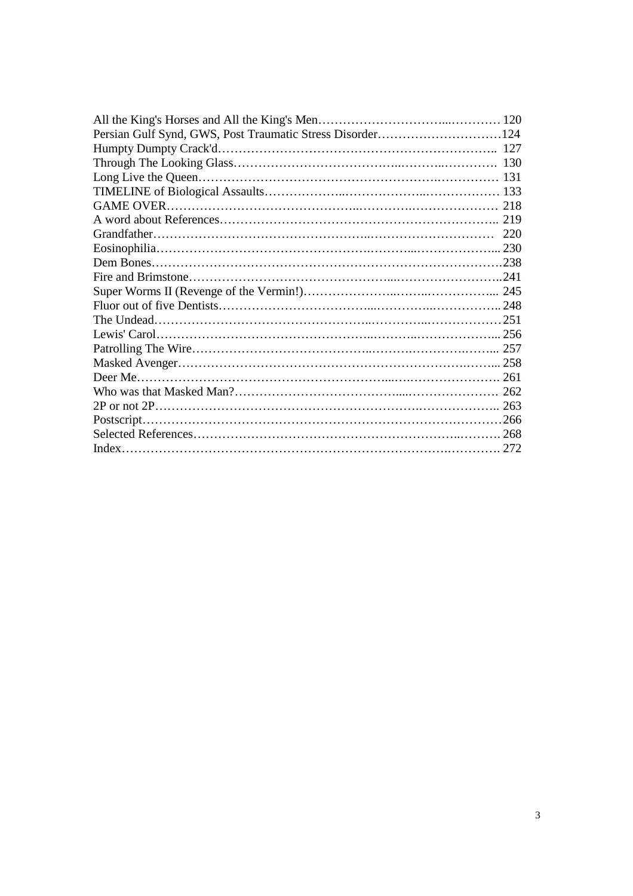| | |
|---|---|
| All the King's Horses and All the King's Men | 120 |
| Persian Gulf Synd, GWS, Post Traumatic Stress Disorder | 124 |
| Humpty Dumpty Crack'd | 127 |
| Through The Looking Glass | 130 |
| Long Live the Queen | 131 |
| TIMELINE of Biological Assaults | 133 |
| GAME OVER | 218 |
| A word about References | 219 |
| Grandfather | 220 |
| Eosinophilia | 230 |
| Dem Bones | 238 |
| Fire and Brimstone | 241 |
| Super Worms II (Revenge of the Vermin!) | 245 |
| Fluor out of five Dentists | 248 |
| The Undead | 251 |
| Lewis' Carol | 256 |
| Patrolling The Wire | 257 |
| Masked Avenger | 258 |
| Deer Me | 261 |
| Who was that Masked Man? | 262 |
| 2P or not 2P | 263 |
| Postscript | 266 |
| Selected References | 268 |
| Index | 272 |